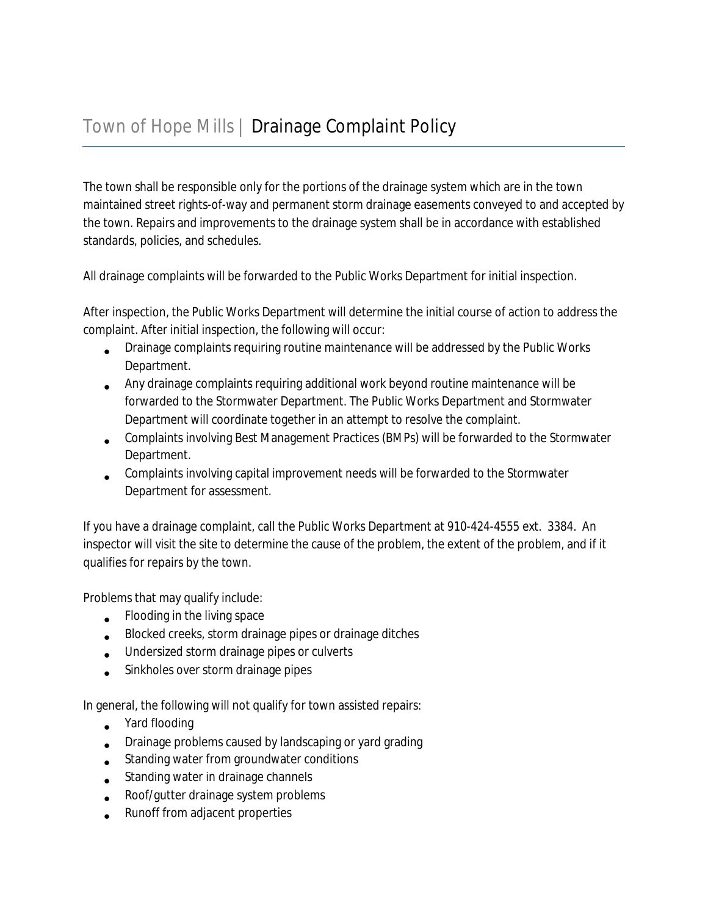# Town of Hope Mills | Drainage Complaint Policy

The town shall be responsible only for the portions of the drainage system which are in the town maintained street rights-of-way and permanent storm drainage easements conveyed to and accepted by the town. Repairs and improvements to the drainage system shall be in accordance with established standards, policies, and schedules.

All drainage complaints will be forwarded to the Public Works Department for initial inspection.

After inspection, the Public Works Department will determine the initial course of action to address the complaint. After initial inspection, the following will occur:

- Drainage complaints requiring routine maintenance will be addressed by the Public Works Department.
- Any drainage complaints requiring additional work beyond routine maintenance will be forwarded to the Stormwater Department. The Public Works Department and Stormwater Department will coordinate together in an attempt to resolve the complaint.
- Complaints involving Best Management Practices (BMPs) will be forwarded to the Stormwater Department.
- Complaints involving capital improvement needs will be forwarded to the Stormwater Department for assessment.

If you have a drainage complaint, call the Public Works Department at 910-424-4555 ext. 3384. An inspector will visit the site to determine the cause of the problem, the extent of the problem, and if it qualifies for repairs by the town.

Problems that may qualify include:

- Flooding in the living space
- Blocked creeks, storm drainage pipes or drainage ditches
- Undersized storm drainage pipes or culverts
- Sinkholes over storm drainage pipes

In general, the following will not qualify for town assisted repairs:

- Yard flooding
- Drainage problems caused by landscaping or yard grading
- Standing water from groundwater conditions
- Standing water in drainage channels
- Roof/gutter drainage system problems
- Runoff from adjacent properties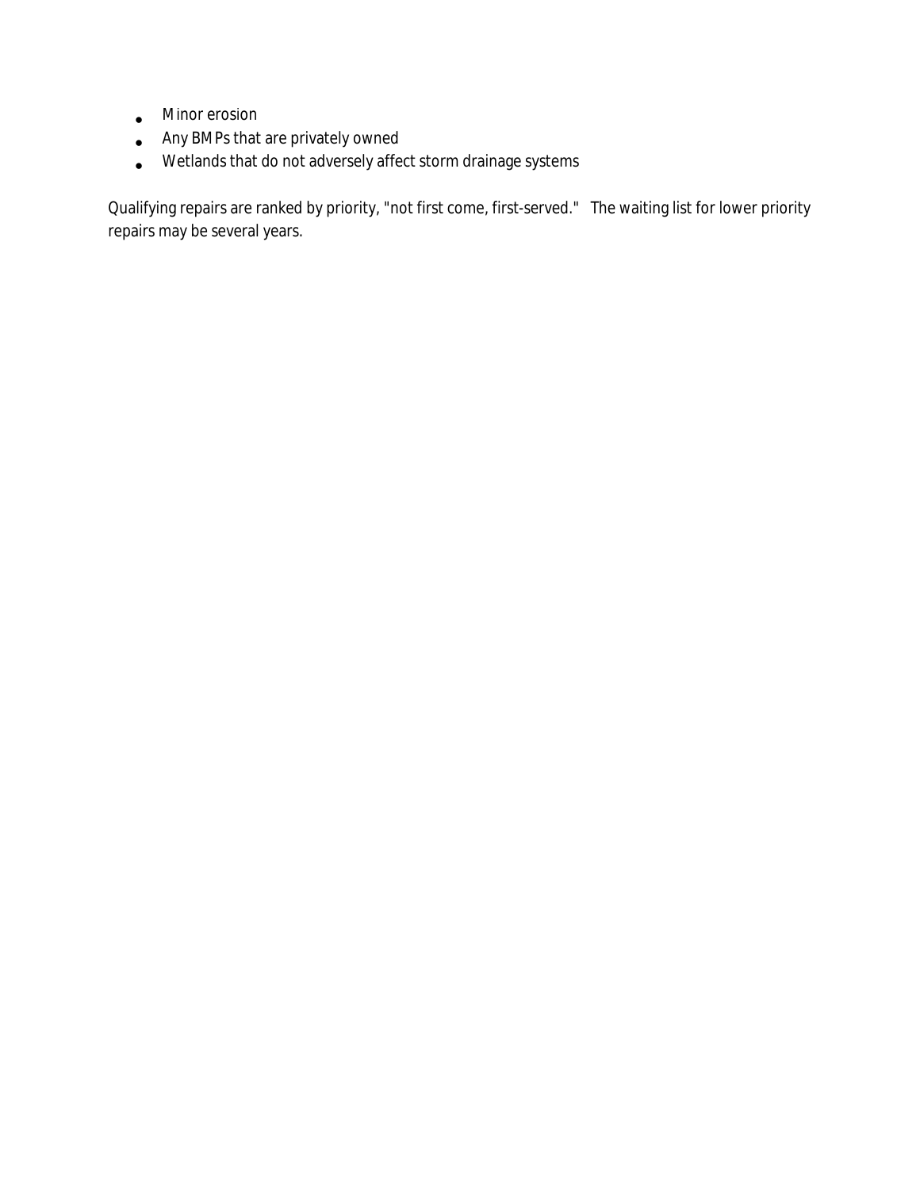- Minor erosion
- Any BMPs that are privately owned
- Wetlands that do not adversely affect storm drainage systems

Qualifying repairs are ranked by priority, "not first come, first-served." The waiting list for lower priority repairs may be several years.